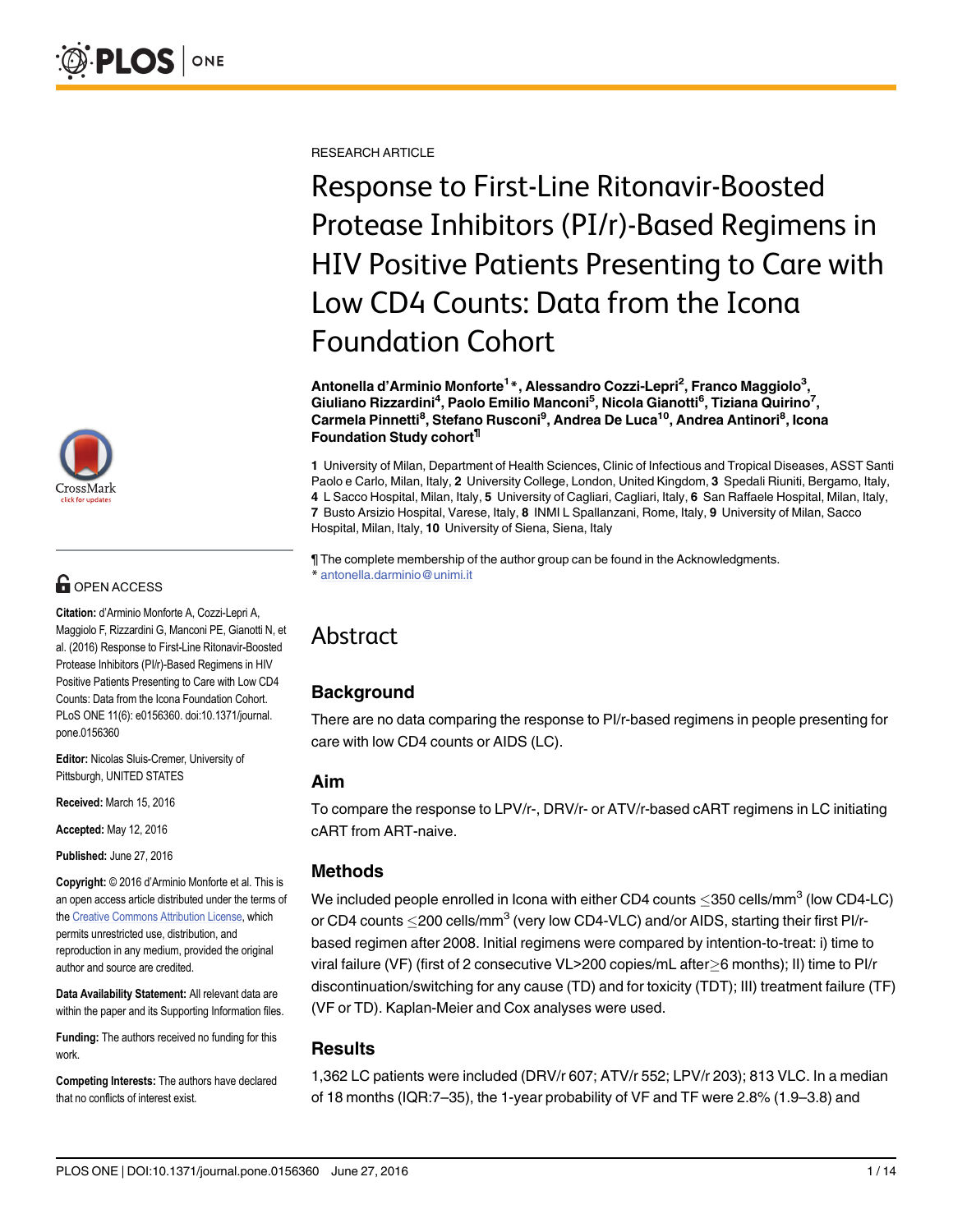RESEARCH ARTICLE

# Response to First-Line Ritonavir-Boosted Protease Inhibitors (PI/r)-Based Regimens in HIV Positive Patients Presenting to Care with Low CD4 Counts: Data from the Icona Foundation Cohort

**Antonella d'Arminio Monforte[1]*, Alessandro Cozzi-Lepri[2], Franco Maggiolo[3], Giuliano Rizzardini[4], Paolo Emilio Manconi[5], Nicola Gianotti[6], Tiziana Quirino[7], Carmela Pinnetti[8], Stefano Rusconi[9], Andrea De Luca[10], Andrea Antinori[8], Icona Foundation Study cohort[¶]**

**1** University of Milan, Department of Health Sciences, Clinic of Infectious and Tropical Diseases, ASST Santi Paolo e Carlo, Milan, Italy, **2** University College, London, United Kingdom, **3** Spedali Riuniti, Bergamo, Italy, **4** L Sacco Hospital, Milan, Italy, **5** University of Cagliari, Cagliari, Italy, **6** San Raffaele Hospital, Milan, Italy, **7** Busto Arsizio Hospital, Varese, Italy, **8** INMI L Spallanzani, Rome, Italy, **9** University of Milan, Sacco Hospital, Milan, Italy, **10** University of Siena, Siena, Italy

¶ The complete membership of the author group can be found in the Acknowledgments.
* antonella.darminio@unimi.it

OPEN ACCESS

**Citation:** d'Arminio Monforte A, Cozzi-Lepri A, Maggiolo F, Rizzardini G, Manconi PE, Gianotti N, et al. (2016) Response to First-Line Ritonavir-Boosted Protease Inhibitors (PI/r)-Based Regimens in HIV Positive Patients Presenting to Care with Low CD4 Counts: Data from the Icona Foundation Cohort. PLoS ONE 11(6): e0156360. doi:10.1371/journal.pone.0156360

**Editor:** Nicolas Sluis-Cremer, University of Pittsburgh, UNITED STATES

**Received:** March 15, 2016

**Accepted:** May 12, 2016

**Published:** June 27, 2016

**Copyright:** © 2016 d'Arminio Monforte et al. This is an open access article distributed under the terms of the Creative Commons Attribution License, which permits unrestricted use, distribution, and reproduction in any medium, provided the original author and source are credited.

**Data Availability Statement:** All relevant data are within the paper and its Supporting Information files.

**Funding:** The authors received no funding for this work.

**Competing Interests:** The authors have declared that no conflicts of interest exist.

## Abstract

### Background

There are no data comparing the response to PI/r-based regimens in people presenting for care with low CD4 counts or AIDS (LC).

### Aim

To compare the response to LPV/r-, DRV/r- or ATV/r-based cART regimens in LC initiating cART from ART-naive.

### Methods

We included people enrolled in Icona with either CD4 counts $\leq$350 cells/mm$^3$ (low CD4-LC) or CD4 counts $\leq$200 cells/mm$^3$ (very low CD4-VLC) and/or AIDS, starting their first PI/r-based regimen after 2008. Initial regimens were compared by intention-to-treat: i) time to viral failure (VF) (first of 2 consecutive VL>200 copies/mL after$\geq$6 months); II) time to PI/r discontinuation/switching for any cause (TD) and for toxicity (TDT); III) treatment failure (TF) (VF or TD). Kaplan-Meier and Cox analyses were used.

### Results

1,362 LC patients were included (DRV/r 607; ATV/r 552; LPV/r 203); 813 VLC. In a median of 18 months (IQR:7–35), the 1-year probability of VF and TF were 2.8% (1.9–3.8) and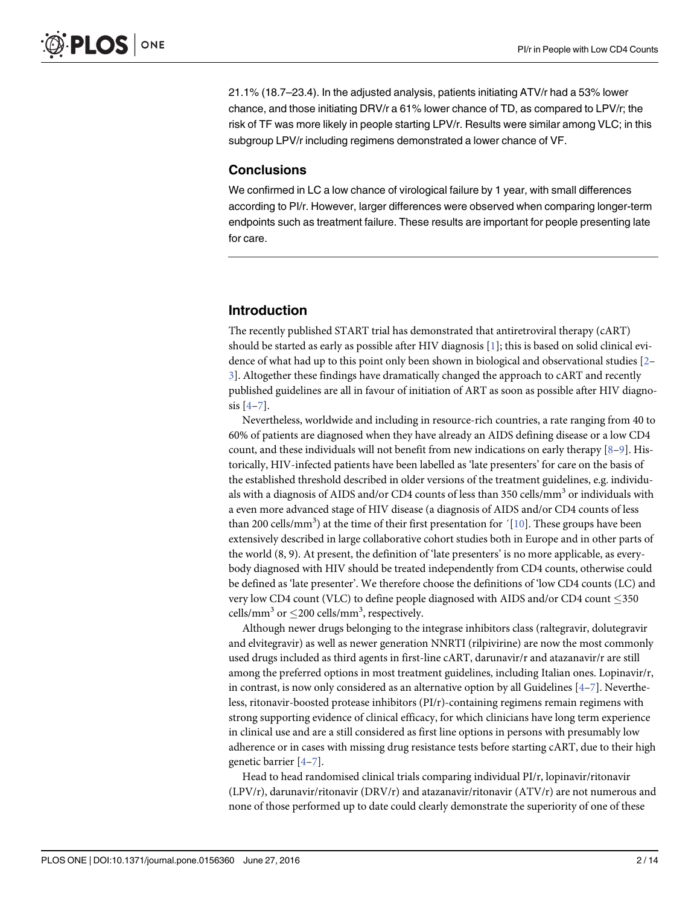21.1% (18.7–23.4). In the adjusted analysis, patients initiating ATV/r had a 53% lower chance, and those initiating DRV/r a 61% lower chance of TD, as compared to LPV/r; the risk of TF was more likely in people starting LPV/r. Results were similar among VLC; in this subgroup LPV/r including regimens demonstrated a lower chance of VF.

## Conclusions

We confirmed in LC a low chance of virological failure by 1 year, with small differences according to PI/r. However, larger differences were observed when comparing longer-term endpoints such as treatment failure. These results are important for people presenting late for care.

## Introduction

The recently published START trial has demonstrated that antiretroviral therapy (cART) should be started as early as possible after HIV diagnosis [1]; this is based on solid clinical evidence of what had up to this point only been shown in biological and observational studies [2–3]. Altogether these findings have dramatically changed the approach to cART and recently published guidelines are all in favour of initiation of ART as soon as possible after HIV diagnosis [4–7].

Nevertheless, worldwide and including in resource-rich countries, a rate ranging from 40 to 60% of patients are diagnosed when they have already an AIDS defining disease or a low CD4 count, and these individuals will not benefit from new indications on early therapy [8–9]. Historically, HIV-infected patients have been labelled as 'late presenters' for care on the basis of the established threshold described in older versions of the treatment guidelines, e.g. individuals with a diagnosis of AIDS and/or CD4 counts of less than 350 cells/mm$^3$ or individuals with a even more advanced stage of HIV disease (a diagnosis of AIDS and/or CD4 counts of less than 200 cells/mm$^3$) at the time of their first presentation for ´[10]. These groups have been extensively described in large collaborative cohort studies both in Europe and in other parts of the world (8, 9). At present, the definition of 'late presenters' is no more applicable, as everybody diagnosed with HIV should be treated independently from CD4 counts, otherwise could be defined as 'late presenter'. We therefore choose the definitions of 'low CD4 counts (LC) and very low CD4 count (VLC) to define people diagnosed with AIDS and/or CD4 count ≤350 cells/mm$^3$ or ≤200 cells/mm$^3$, respectively.

Although newer drugs belonging to the integrase inhibitors class (raltegravir, dolutegravir and elvitegravir) as well as newer generation NNRTI (rilpivirine) are now the most commonly used drugs included as third agents in first-line cART, darunavir/r and atazanavir/r are still among the preferred options in most treatment guidelines, including Italian ones. Lopinavir/r, in contrast, is now only considered as an alternative option by all Guidelines [4–7]. Nevertheless, ritonavir-boosted protease inhibitors (PI/r)-containing regimens remain regimens with strong supporting evidence of clinical efficacy, for which clinicians have long term experience in clinical use and are a still considered as first line options in persons with presumably low adherence or in cases with missing drug resistance tests before starting cART, due to their high genetic barrier [4–7].

Head to head randomised clinical trials comparing individual PI/r, lopinavir/ritonavir (LPV/r), darunavir/ritonavir (DRV/r) and atazanavir/ritonavir (ATV/r) are not numerous and none of those performed up to date could clearly demonstrate the superiority of one of these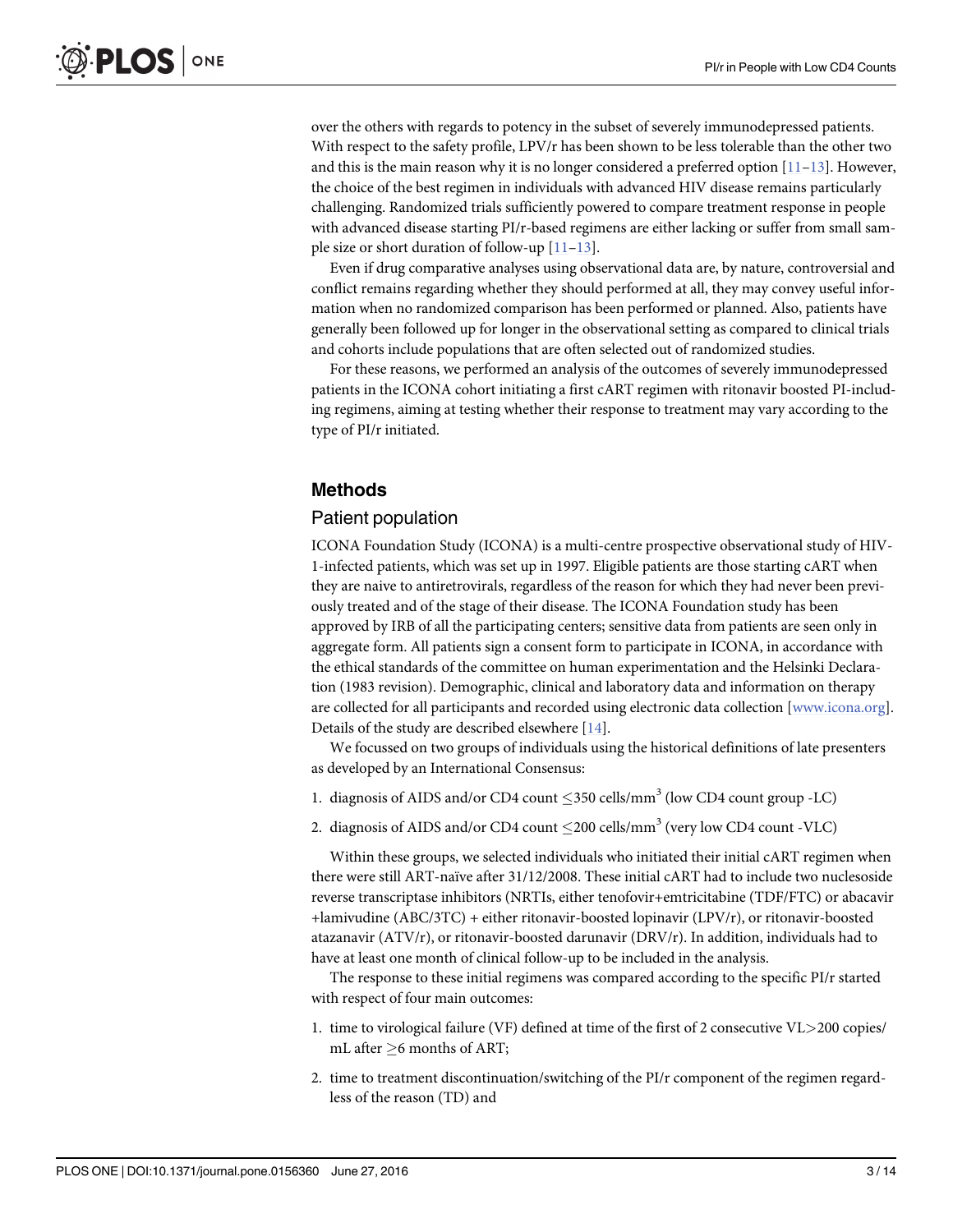over the others with regards to potency in the subset of severely immunodepressed patients. With respect to the safety profile, LPV/r has been shown to be less tolerable than the other two and this is the main reason why it is no longer considered a preferred option [11–13]. However, the choice of the best regimen in individuals with advanced HIV disease remains particularly challenging. Randomized trials sufficiently powered to compare treatment response in people with advanced disease starting PI/r-based regimens are either lacking or suffer from small sample size or short duration of follow-up [11–13].

Even if drug comparative analyses using observational data are, by nature, controversial and conflict remains regarding whether they should performed at all, they may convey useful information when no randomized comparison has been performed or planned. Also, patients have generally been followed up for longer in the observational setting as compared to clinical trials and cohorts include populations that are often selected out of randomized studies.

For these reasons, we performed an analysis of the outcomes of severely immunodepressed patients in the ICONA cohort initiating a first cART regimen with ritonavir boosted PI-including regimens, aiming at testing whether their response to treatment may vary according to the type of PI/r initiated.

## Methods

### Patient population

ICONA Foundation Study (ICONA) is a multi-centre prospective observational study of HIV-1-infected patients, which was set up in 1997. Eligible patients are those starting cART when they are naive to antiretrovirals, regardless of the reason for which they had never been previously treated and of the stage of their disease. The ICONA Foundation study has been approved by IRB of all the participating centers; sensitive data from patients are seen only in aggregate form. All patients sign a consent form to participate in ICONA, in accordance with the ethical standards of the committee on human experimentation and the Helsinki Declaration (1983 revision). Demographic, clinical and laboratory data and information on therapy are collected for all participants and recorded using electronic data collection [www.icona.org]. Details of the study are described elsewhere [14].

We focussed on two groups of individuals using the historical definitions of late presenters as developed by an International Consensus:

1. diagnosis of AIDS and/or CD4 count $\leq$350 cells/mm$^3$ (low CD4 count group -LC)
2. diagnosis of AIDS and/or CD4 count $\leq$200 cells/mm$^3$ (very low CD4 count -VLC)

Within these groups, we selected individuals who initiated their initial cART regimen when there were still ART-naïve after 31/12/2008. These initial cART had to include two nuclesoside reverse transcriptase inhibitors (NRTIs, either tenofovir+emtricitabine (TDF/FTC) or abacavir +lamivudine (ABC/3TC) + either ritonavir-boosted lopinavir (LPV/r), or ritonavir-boosted atazanavir (ATV/r), or ritonavir-boosted darunavir (DRV/r). In addition, individuals had to have at least one month of clinical follow-up to be included in the analysis.

The response to these initial regimens was compared according to the specific PI/r started with respect of four main outcomes:

1. time to virological failure (VF) defined at time of the first of 2 consecutive VL>200 copies/mL after $\geq$6 months of ART;
2. time to treatment discontinuation/switching of the PI/r component of the regimen regardless of the reason (TD) and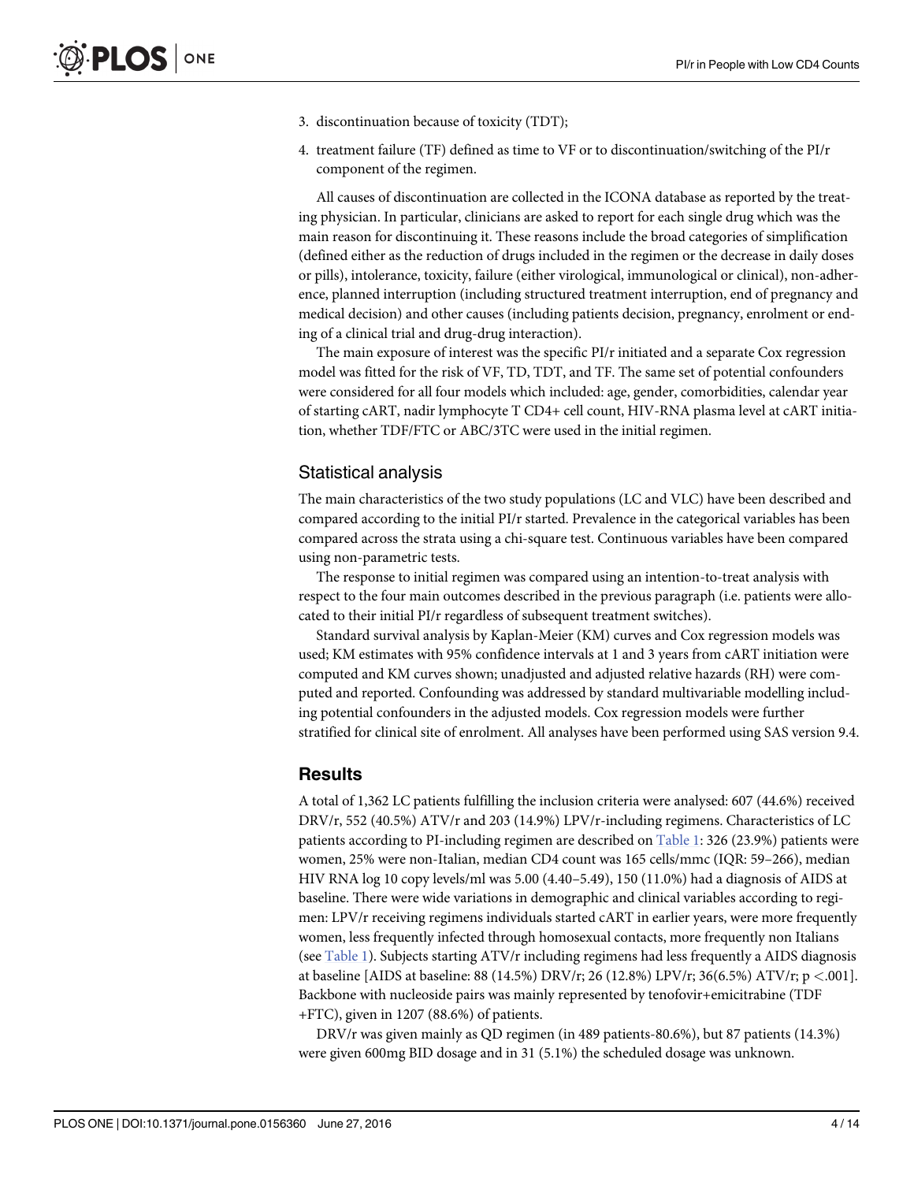3. discontinuation because of toxicity (TDT);
4. treatment failure (TF) defined as time to VF or to discontinuation/switching of the PI/r component of the regimen.

All causes of discontinuation are collected in the ICONA database as reported by the treating physician. In particular, clinicians are asked to report for each single drug which was the main reason for discontinuing it. These reasons include the broad categories of simplification (defined either as the reduction of drugs included in the regimen or the decrease in daily doses or pills), intolerance, toxicity, failure (either virological, immunological or clinical), non-adherence, planned interruption (including structured treatment interruption, end of pregnancy and medical decision) and other causes (including patients decision, pregnancy, enrolment or ending of a clinical trial and drug-drug interaction).

The main exposure of interest was the specific PI/r initiated and a separate Cox regression model was fitted for the risk of VF, TD, TDT, and TF. The same set of potential confounders were considered for all four models which included: age, gender, comorbidities, calendar year of starting cART, nadir lymphocyte T CD4+ cell count, HIV-RNA plasma level at cART initiation, whether TDF/FTC or ABC/3TC were used in the initial regimen.

### Statistical analysis

The main characteristics of the two study populations (LC and VLC) have been described and compared according to the initial PI/r started. Prevalence in the categorical variables has been compared across the strata using a chi-square test. Continuous variables have been compared using non-parametric tests.

The response to initial regimen was compared using an intention-to-treat analysis with respect to the four main outcomes described in the previous paragraph (i.e. patients were allocated to their initial PI/r regardless of subsequent treatment switches).

Standard survival analysis by Kaplan-Meier (KM) curves and Cox regression models was used; KM estimates with 95% confidence intervals at 1 and 3 years from cART initiation were computed and KM curves shown; unadjusted and adjusted relative hazards (RH) were computed and reported. Confounding was addressed by standard multivariable modelling including potential confounders in the adjusted models. Cox regression models were further stratified for clinical site of enrolment. All analyses have been performed using SAS version 9.4.

## Results

A total of 1,362 LC patients fulfilling the inclusion criteria were analysed: 607 (44.6%) received DRV/r, 552 (40.5%) ATV/r and 203 (14.9%) LPV/r-including regimens. Characteristics of LC patients according to PI-including regimen are described on Table 1: 326 (23.9%) patients were women, 25% were non-Italian, median CD4 count was 165 cells/mmc (IQR: 59–266), median HIV RNA log 10 copy levels/ml was 5.00 (4.40–5.49), 150 (11.0%) had a diagnosis of AIDS at baseline. There were wide variations in demographic and clinical variables according to regimen: LPV/r receiving regimens individuals started cART in earlier years, were more frequently women, less frequently infected through homosexual contacts, more frequently non Italians (see Table 1). Subjects starting ATV/r including regimens had less frequently a AIDS diagnosis at baseline [AIDS at baseline: 88 (14.5%) DRV/r; 26 (12.8%) LPV/r; 36(6.5%) ATV/r; $p < .001$]. Backbone with nucleoside pairs was mainly represented by tenofovir+emicitrabine (TDF +FTC), given in 1207 (88.6%) of patients.

DRV/r was given mainly as QD regimen (in 489 patients-80.6%), but 87 patients (14.3%) were given 600mg BID dosage and in 31 (5.1%) the scheduled dosage was unknown.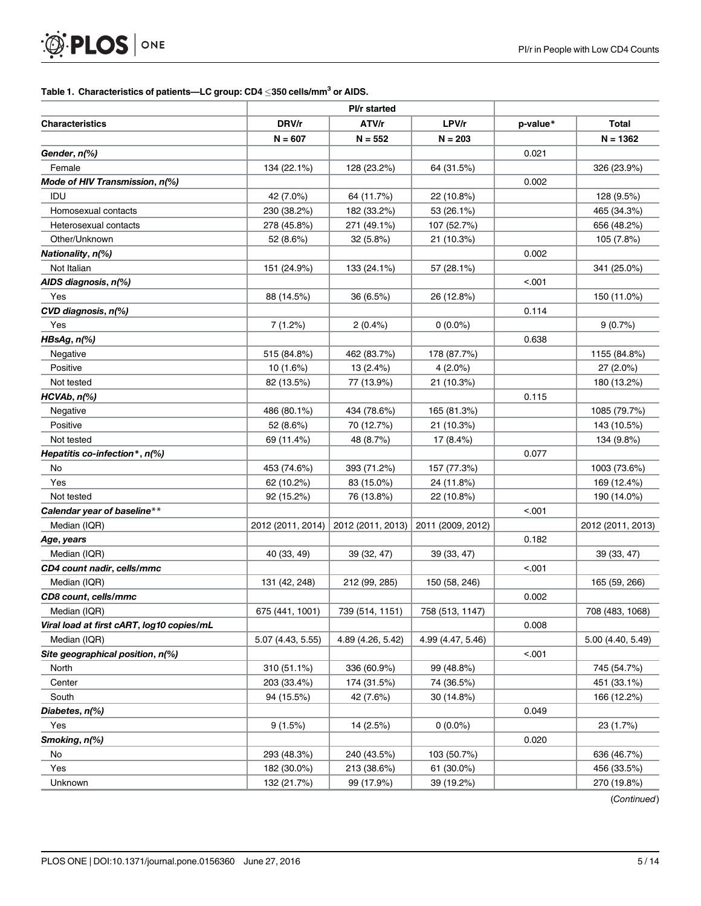**Table 1. Characteristics of patients—LC group: CD4 ≤350 cells/mm$^3$ or AIDS.**

| Characteristics | PI/r started | | | p-value* | Total |
|---|---|---|---|---|---|
| | DRV/r | ATV/r | LPV/r | | |
| | N = 607 | N = 552 | N = 203 | | N = 1362 |
| ***Gender, n(%)*** | | | | 0.021 | |
| Female | 134 (22.1%) | 128 (23.2%) | 64 (31.5%) | | 326 (23.9%) |
| ***Mode of HIV Transmission, n(%)*** | | | | 0.002 | |
| IDU | 42 (7.0%) | 64 (11.7%) | 22 (10.8%) | | 128 (9.5%) |
| Homosexual contacts | 230 (38.2%) | 182 (33.2%) | 53 (26.1%) | | 465 (34.3%) |
| Heterosexual contacts | 278 (45.8%) | 271 (49.1%) | 107 (52.7%) | | 656 (48.2%) |
| Other/Unknown | 52 (8.6%) | 32 (5.8%) | 21 (10.3%) | | 105 (7.8%) |
| ***Nationality, n(%)*** | | | | 0.002 | |
| Not Italian | 151 (24.9%) | 133 (24.1%) | 57 (28.1%) | | 341 (25.0%) |
| ***AIDS diagnosis, n(%)*** | | | | <.001 | |
| Yes | 88 (14.5%) | 36 (6.5%) | 26 (12.8%) | | 150 (11.0%) |
| ***CVD diagnosis, n(%)*** | | | | 0.114 | |
| Yes | 7 (1.2%) | 2 (0.4%) | 0 (0.0%) | | 9 (0.7%) |
| ***HBsAg, n(%)*** | | | | 0.638 | |
| Negative | 515 (84.8%) | 462 (83.7%) | 178 (87.7%) | | 1155 (84.8%) |
| Positive | 10 (1.6%) | 13 (2.4%) | 4 (2.0%) | | 27 (2.0%) |
| Not tested | 82 (13.5%) | 77 (13.9%) | 21 (10.3%) | | 180 (13.2%) |
| ***HCVAb, n(%)*** | | | | 0.115 | |
| Negative | 486 (80.1%) | 434 (78.6%) | 165 (81.3%) | | 1085 (79.7%) |
| Positive | 52 (8.6%) | 70 (12.7%) | 21 (10.3%) | | 143 (10.5%) |
| Not tested | 69 (11.4%) | 48 (8.7%) | 17 (8.4%) | | 134 (9.8%) |
| ***Hepatitis co-infection*, n(%)*** | | | | 0.077 | |
| No | 453 (74.6%) | 393 (71.2%) | 157 (77.3%) | | 1003 (73.6%) |
| Yes | 62 (10.2%) | 83 (15.0%) | 24 (11.8%) | | 169 (12.4%) |
| Not tested | 92 (15.2%) | 76 (13.8%) | 22 (10.8%) | | 190 (14.0%) |
| ***Calendar year of baseline**** | | | | <.001 | |
| Median (IQR) | 2012 (2011, 2014) | 2012 (2011, 2013) | 2011 (2009, 2012) | | 2012 (2011, 2013) |
| ***Age, years*** | | | | 0.182 | |
| Median (IQR) | 40 (33, 49) | 39 (32, 47) | 39 (33, 47) | | 39 (33, 47) |
| ***CD4 count nadir, cells/mmc*** | | | | <.001 | |
| Median (IQR) | 131 (42, 248) | 212 (99, 285) | 150 (58, 246) | | 165 (59, 266) |
| ***CD8 count, cells/mmc*** | | | | 0.002 | |
| Median (IQR) | 675 (441, 1001) | 739 (514, 1151) | 758 (513, 1147) | | 708 (483, 1068) |
| ***Viral load at first cART, log10 copies/mL*** | | | | 0.008 | |
| Median (IQR) | 5.07 (4.43, 5.55) | 4.89 (4.26, 5.42) | 4.99 (4.47, 5.46) | | 5.00 (4.40, 5.49) |
| ***Site geographical position, n(%)*** | | | | <.001 | |
| North | 310 (51.1%) | 336 (60.9%) | 99 (48.8%) | | 745 (54.7%) |
| Center | 203 (33.4%) | 174 (31.5%) | 74 (36.5%) | | 451 (33.1%) |
| South | 94 (15.5%) | 42 (7.6%) | 30 (14.8%) | | 166 (12.2%) |
| ***Diabetes, n(%)*** | | | | 0.049 | |
| Yes | 9 (1.5%) | 14 (2.5%) | 0 (0.0%) | | 23 (1.7%) |
| ***Smoking, n(%)*** | | | | 0.020 | |
| No | 293 (48.3%) | 240 (43.5%) | 103 (50.7%) | | 636 (46.7%) |
| Yes | 182 (30.0%) | 213 (38.6%) | 61 (30.0%) | | 456 (33.5%) |
| Unknown | 132 (21.7%) | 99 (17.9%) | 39 (19.2%) | | 270 (19.8%) |

(*Continued*)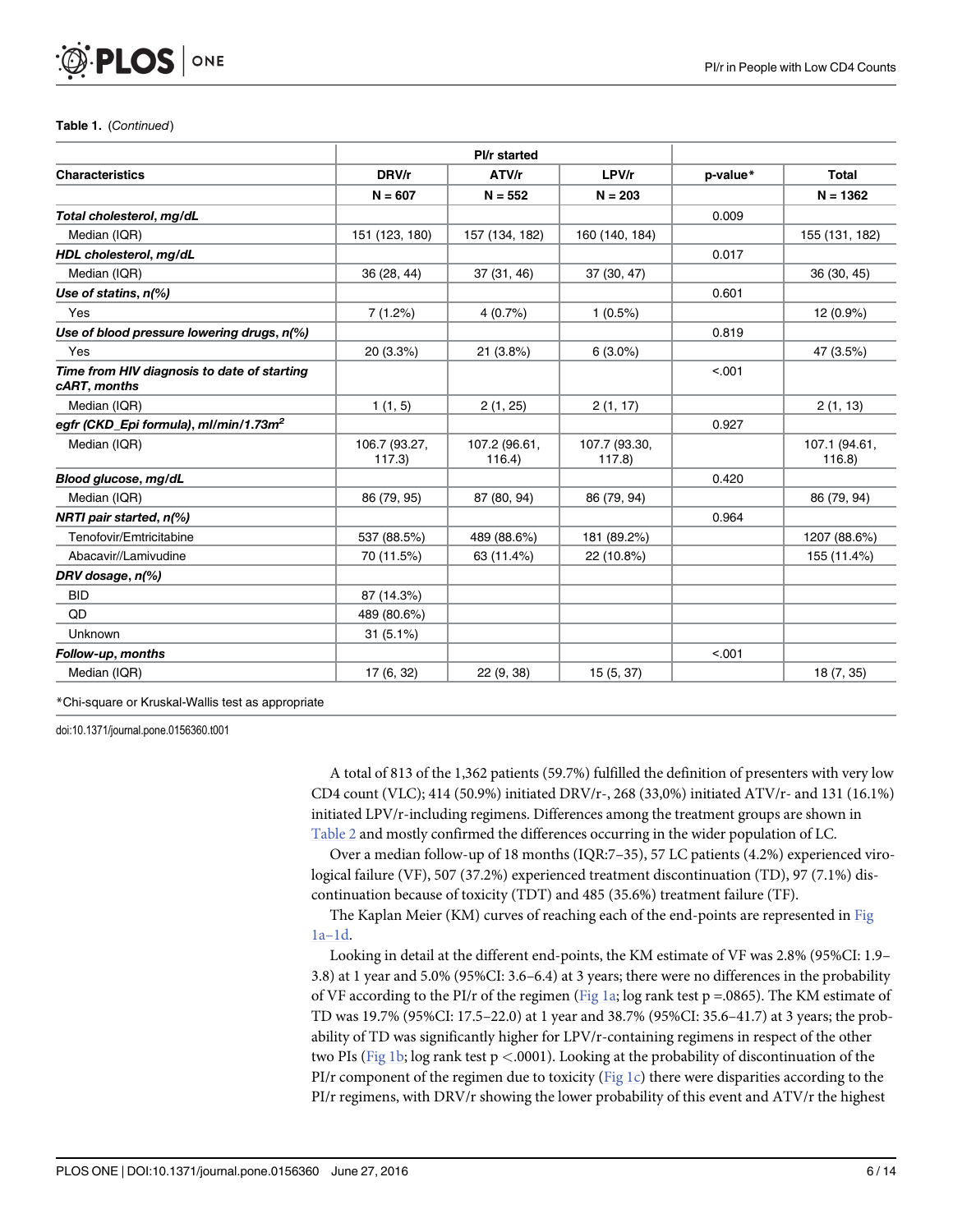**Table 1.** (*Continued*)

| Characteristics | PI/r started | | | p-value* | Total |
|---|---|---|---|---|---|
| | DRV/r | ATV/r | LPV/r | | |
| | N = 607 | N = 552 | N = 203 | | N = 1362 |
| ***Total cholesterol, mg/dL*** | | | | 0.009 | |
| Median (IQR) | 151 (123, 180) | 157 (134, 182) | 160 (140, 184) | | 155 (131, 182) |
| ***HDL cholesterol, mg/dL*** | | | | 0.017 | |
| Median (IQR) | 36 (28, 44) | 37 (31, 46) | 37 (30, 47) | | 36 (30, 45) |
| ***Use of statins, n(%)*** | | | | 0.601 | |
| Yes | 7 (1.2%) | 4 (0.7%) | 1 (0.5%) | | 12 (0.9%) |
| ***Use of blood pressure lowering drugs, n(%)*** | | | | 0.819 | |
| Yes | 20 (3.3%) | 21 (3.8%) | 6 (3.0%) | | 47 (3.5%) |
| ***Time from HIV diagnosis to date of starting cART, months*** | | | | <.001 | |
| Median (IQR) | 1 (1, 5) | 2 (1, 25) | 2 (1, 17) | | 2 (1, 13) |
| ***egfr (CKD_Epi formula), ml/min/1.73m$^2$*** | | | | 0.927 | |
| Median (IQR) | 106.7 (93.27, 117.3) | 107.2 (96.61, 116.4) | 107.7 (93.30, 117.8) | | 107.1 (94.61, 116.8) |
| ***Blood glucose, mg/dL*** | | | | 0.420 | |
| Median (IQR) | 86 (79, 95) | 87 (80, 94) | 86 (79, 94) | | 86 (79, 94) |
| ***NRTI pair started, n(%)*** | | | | 0.964 | |
| Tenofovir/Emtricitabine | 537 (88.5%) | 489 (88.6%) | 181 (89.2%) | | 1207 (88.6%) |
| Abacavir//Lamivudine | 70 (11.5%) | 63 (11.4%) | 22 (10.8%) | | 155 (11.4%) |
| ***DRV dosage, n(%)*** | | | | | |
| BID | 87 (14.3%) | | | | |
| QD | 489 (80.6%) | | | | |
| Unknown | 31 (5.1%) | | | | |
| ***Follow-up, months*** | | | | <.001 | |
| Median (IQR) | 17 (6, 32) | 22 (9, 38) | 15 (5, 37) | | 18 (7, 35) |

*Chi-square or Kruskal-Wallis test as appropriate

doi:10.1371/journal.pone.0156360.t001

A total of 813 of the 1,362 patients (59.7%) fulfilled the definition of presenters with very low CD4 count (VLC); 414 (50.9%) initiated DRV/r-, 268 (33,0%) initiated ATV/r- and 131 (16.1%) initiated LPV/r-including regimens. Differences among the treatment groups are shown in Table 2 and mostly confirmed the differences occurring in the wider population of LC.

Over a median follow-up of 18 months (IQR:7–35), 57 LC patients (4.2%) experienced virological failure (VF), 507 (37.2%) experienced treatment discontinuation (TD), 97 (7.1%) discontinuation because of toxicity (TDT) and 485 (35.6%) treatment failure (TF).

The Kaplan Meier (KM) curves of reaching each of the end-points are represented in Fig 1a–1d.

Looking in detail at the different end-points, the KM estimate of VF was 2.8% (95%CI: 1.9–3.8) at 1 year and 5.0% (95%CI: 3.6–6.4) at 3 years; there were no differences in the probability of VF according to the PI/r of the regimen (Fig 1a; log rank test p =.0865). The KM estimate of TD was 19.7% (95%CI: 17.5–22.0) at 1 year and 38.7% (95%CI: 35.6–41.7) at 3 years; the probability of TD was significantly higher for LPV/r-containing regimens in respect of the other two PIs (Fig 1b; log rank test $p < .0001$). Looking at the probability of discontinuation of the PI/r component of the regimen due to toxicity (Fig 1c) there were disparities according to the PI/r regimens, with DRV/r showing the lower probability of this event and ATV/r the highest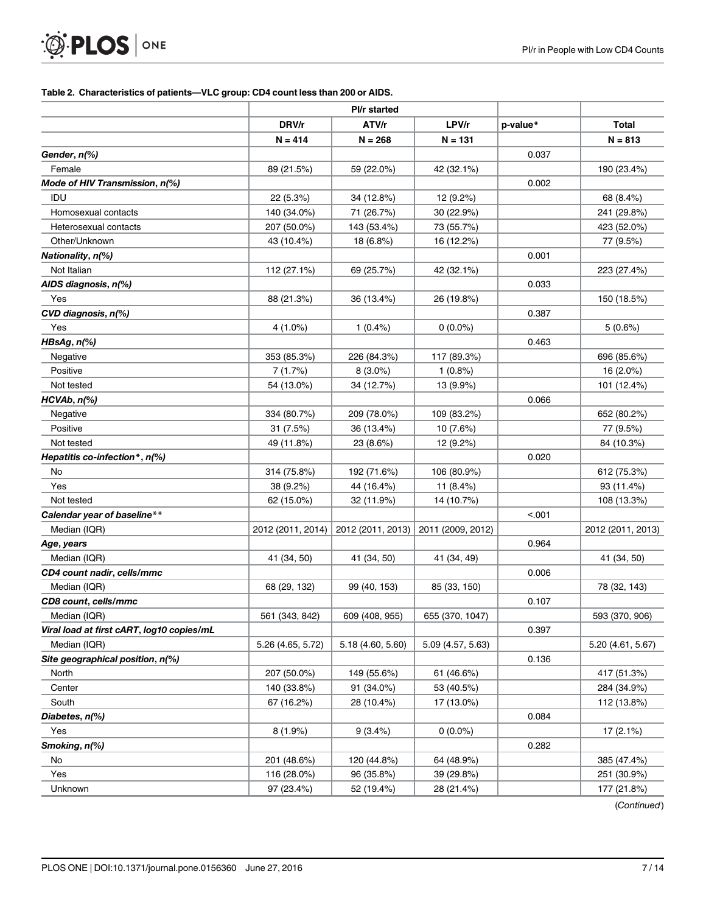**Table 2. Characteristics of patients—VLC group: CD4 count less than 200 or AIDS.**

| | PI/r started | | | | |
|---|---|---|---|---|---|
| | DRV/r | ATV/r | LPV/r | p-value* | Total |
| | N = 414 | N = 268 | N = 131 | | N = 813 |
| ***Gender, n(%)*** | | | | 0.037 | |
| Female | 89 (21.5%) | 59 (22.0%) | 42 (32.1%) | | 190 (23.4%) |
| ***Mode of HIV Transmission, n(%)*** | | | | 0.002 | |
| IDU | 22 (5.3%) | 34 (12.8%) | 12 (9.2%) | | 68 (8.4%) |
| Homosexual contacts | 140 (34.0%) | 71 (26.7%) | 30 (22.9%) | | 241 (29.8%) |
| Heterosexual contacts | 207 (50.0%) | 143 (53.4%) | 73 (55.7%) | | 423 (52.0%) |
| Other/Unknown | 43 (10.4%) | 18 (6.8%) | 16 (12.2%) | | 77 (9.5%) |
| ***Nationality, n(%)*** | | | | 0.001 | |
| Not Italian | 112 (27.1%) | 69 (25.7%) | 42 (32.1%) | | 223 (27.4%) |
| ***AIDS diagnosis, n(%)*** | | | | 0.033 | |
| Yes | 88 (21.3%) | 36 (13.4%) | 26 (19.8%) | | 150 (18.5%) |
| ***CVD diagnosis, n(%)*** | | | | 0.387 | |
| Yes | 4 (1.0%) | 1 (0.4%) | 0 (0.0%) | | 5 (0.6%) |
| ***HBsAg, n(%)*** | | | | 0.463 | |
| Negative | 353 (85.3%) | 226 (84.3%) | 117 (89.3%) | | 696 (85.6%) |
| Positive | 7 (1.7%) | 8 (3.0%) | 1 (0.8%) | | 16 (2.0%) |
| Not tested | 54 (13.0%) | 34 (12.7%) | 13 (9.9%) | | 101 (12.4%) |
| ***HCVAb, n(%)*** | | | | 0.066 | |
| Negative | 334 (80.7%) | 209 (78.0%) | 109 (83.2%) | | 652 (80.2%) |
| Positive | 31 (7.5%) | 36 (13.4%) | 10 (7.6%) | | 77 (9.5%) |
| Not tested | 49 (11.8%) | 23 (8.6%) | 12 (9.2%) | | 84 (10.3%) |
| ***Hepatitis co-infection*, n(%)*** | | | | 0.020 | |
| No | 314 (75.8%) | 192 (71.6%) | 106 (80.9%) | | 612 (75.3%) |
| Yes | 38 (9.2%) | 44 (16.4%) | 11 (8.4%) | | 93 (11.4%) |
| Not tested | 62 (15.0%) | 32 (11.9%) | 14 (10.7%) | | 108 (13.3%) |
| ***Calendar year of baseline**** | | | | <.001 | |
| Median (IQR) | 2012 (2011, 2014) | 2012 (2011, 2013) | 2011 (2009, 2012) | | 2012 (2011, 2013) |
| ***Age, years*** | | | | 0.964 | |
| Median (IQR) | 41 (34, 50) | 41 (34, 50) | 41 (34, 49) | | 41 (34, 50) |
| ***CD4 count nadir, cells/mmc*** | | | | 0.006 | |
| Median (IQR) | 68 (29, 132) | 99 (40, 153) | 85 (33, 150) | | 78 (32, 143) |
| ***CD8 count, cells/mmc*** | | | | 0.107 | |
| Median (IQR) | 561 (343, 842) | 609 (408, 955) | 655 (370, 1047) | | 593 (370, 906) |
| ***Viral load at first cART, log10 copies/mL*** | | | | 0.397 | |
| Median (IQR) | 5.26 (4.65, 5.72) | 5.18 (4.60, 5.60) | 5.09 (4.57, 5.63) | | 5.20 (4.61, 5.67) |
| ***Site geographical position, n(%)*** | | | | 0.136 | |
| North | 207 (50.0%) | 149 (55.6%) | 61 (46.6%) | | 417 (51.3%) |
| Center | 140 (33.8%) | 91 (34.0%) | 53 (40.5%) | | 284 (34.9%) |
| South | 67 (16.2%) | 28 (10.4%) | 17 (13.0%) | | 112 (13.8%) |
| ***Diabetes, n(%)*** | | | | 0.084 | |
| Yes | 8 (1.9%) | 9 (3.4%) | 0 (0.0%) | | 17 (2.1%) |
| ***Smoking, n(%)*** | | | | 0.282 | |
| No | 201 (48.6%) | 120 (44.8%) | 64 (48.9%) | | 385 (47.4%) |
| Yes | 116 (28.0%) | 96 (35.8%) | 39 (29.8%) | | 251 (30.9%) |
| Unknown | 97 (23.4%) | 52 (19.4%) | 28 (21.4%) | | 177 (21.8%) |

(*Continued*)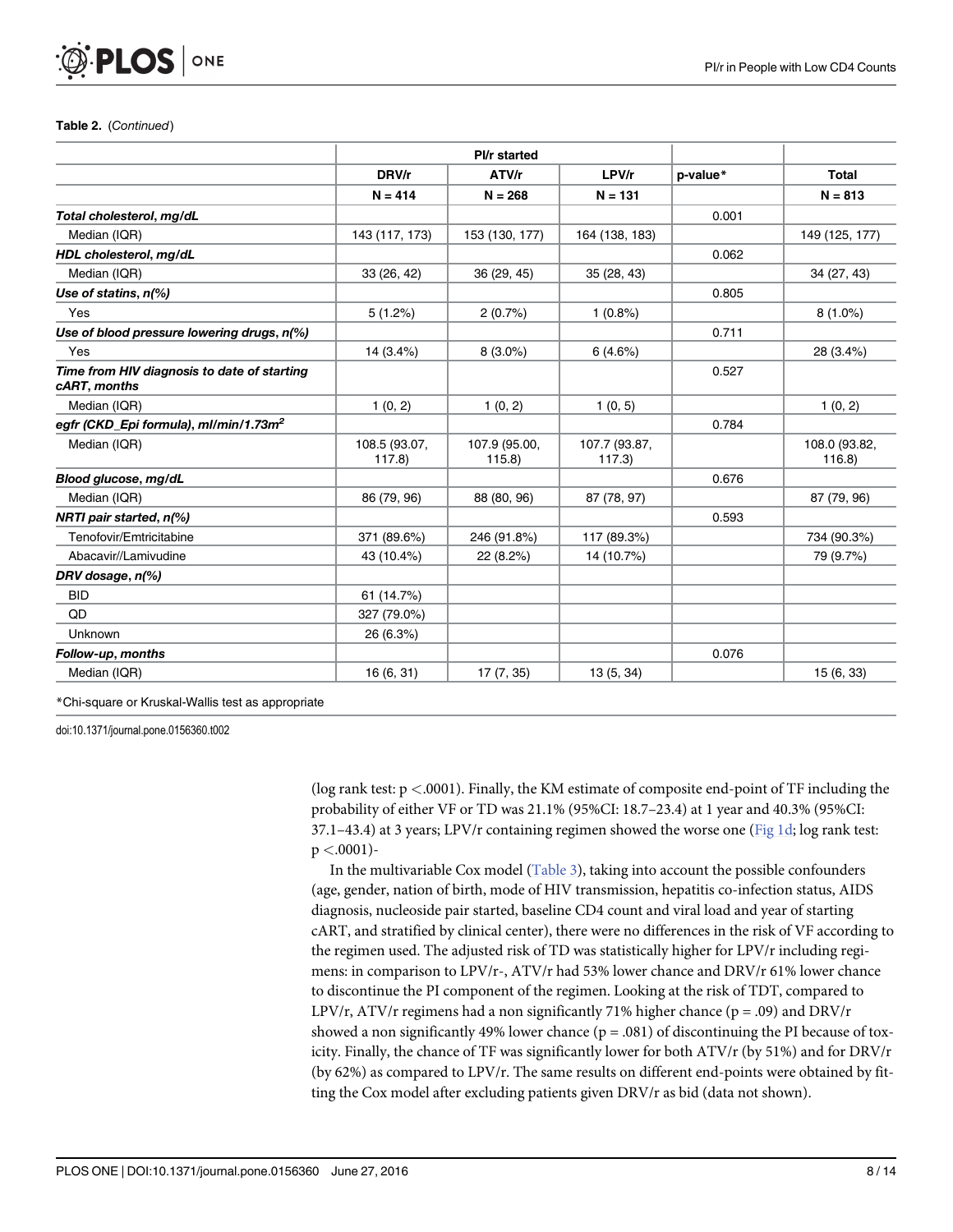**Table 2.** (*Continued*)

| | PI/r started | | | | |
|---|---|---|---|---|---|
| | DRV/r | ATV/r | LPV/r | p-value* | Total |
| | N = 414 | N = 268 | N = 131 | | N = 813 |
| ***Total cholesterol, mg/dL*** | | | | 0.001 | |
| Median (IQR) | 143 (117, 173) | 153 (130, 177) | 164 (138, 183) | | 149 (125, 177) |
| ***HDL cholesterol, mg/dL*** | | | | 0.062 | |
| Median (IQR) | 33 (26, 42) | 36 (29, 45) | 35 (28, 43) | | 34 (27, 43) |
| ***Use of statins, n(%)*** | | | | 0.805 | |
| Yes | 5 (1.2%) | 2 (0.7%) | 1 (0.8%) | | 8 (1.0%) |
| ***Use of blood pressure lowering drugs, n(%)*** | | | | 0.711 | |
| Yes | 14 (3.4%) | 8 (3.0%) | 6 (4.6%) | | 28 (3.4%) |
| ***Time from HIV diagnosis to date of starting cART, months*** | | | | 0.527 | |
| Median (IQR) | 1 (0, 2) | 1 (0, 2) | 1 (0, 5) | | 1 (0, 2) |
| ***egfr (CKD_Epi formula), ml/min/1.73m$^2$*** | | | | 0.784 | |
| Median (IQR) | 108.5 (93.07, 117.8) | 107.9 (95.00, 115.8) | 107.7 (93.87, 117.3) | | 108.0 (93.82, 116.8) |
| ***Blood glucose, mg/dL*** | | | | 0.676 | |
| Median (IQR) | 86 (79, 96) | 88 (80, 96) | 87 (78, 97) | | 87 (79, 96) |
| ***NRTI pair started, n(%)*** | | | | 0.593 | |
| Tenofovir/Emtricitabine | 371 (89.6%) | 246 (91.8%) | 117 (89.3%) | | 734 (90.3%) |
| Abacavir//Lamivudine | 43 (10.4%) | 22 (8.2%) | 14 (10.7%) | | 79 (9.7%) |
| ***DRV dosage, n(%)*** | | | | | |
| BID | 61 (14.7%) | | | | |
| QD | 327 (79.0%) | | | | |
| Unknown | 26 (6.3%) | | | | |
| ***Follow-up, months*** | | | | 0.076 | |
| Median (IQR) | 16 (6, 31) | 17 (7, 35) | 13 (5, 34) | | 15 (6, 33) |

*Chi-square or Kruskal-Wallis test as appropriate

doi:10.1371/journal.pone.0156360.t002

(log rank test: p <.0001). Finally, the KM estimate of composite end-point of TF including the probability of either VF or TD was 21.1% (95%CI: 18.7–23.4) at 1 year and 40.3% (95%CI: 37.1–43.4) at 3 years; LPV/r containing regimen showed the worse one (Fig 1d; log rank test: p <.0001)-

In the multivariable Cox model (Table 3), taking into account the possible confounders (age, gender, nation of birth, mode of HIV transmission, hepatitis co-infection status, AIDS diagnosis, nucleoside pair started, baseline CD4 count and viral load and year of starting cART, and stratified by clinical center), there were no differences in the risk of VF according to the regimen used. The adjusted risk of TD was statistically higher for LPV/r including regimens: in comparison to LPV/r-, ATV/r had 53% lower chance and DRV/r 61% lower chance to discontinue the PI component of the regimen. Looking at the risk of TDT, compared to LPV/r, ATV/r regimens had a non significantly 71% higher chance (p = .09) and DRV/r showed a non significantly 49% lower chance (p = .081) of discontinuing the PI because of toxicity. Finally, the chance of TF was significantly lower for both ATV/r (by 51%) and for DRV/r (by 62%) as compared to LPV/r. The same results on different end-points were obtained by fitting the Cox model after excluding patients given DRV/r as bid (data not shown).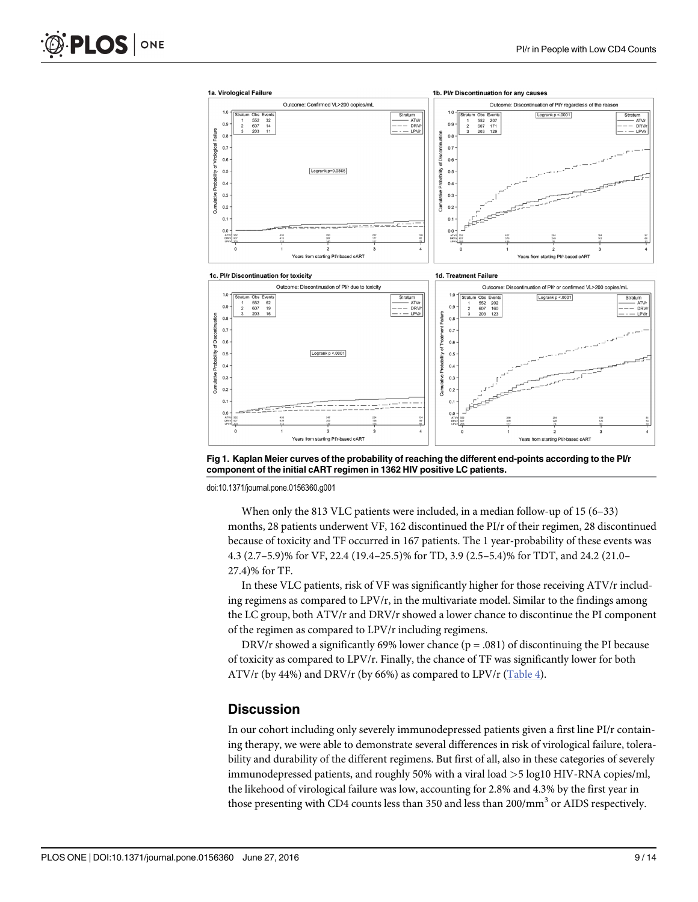Fig 1. Kaplan Meier curves of the probability of reaching the different end-points according to the PI/r component of the initial cART regimen in 1362 HIV positive LC patients.

doi:10.1371/journal.pone.0156360.g001

When only the 813 VLC patients were included, in a median follow-up of 15 (6–33) months, 28 patients underwent VF, 162 discontinued the PI/r of their regimen, 28 discontinued because of toxicity and TF occurred in 167 patients. The 1 year-probability of these events was 4.3 (2.7–5.9)% for VF, 22.4 (19.4–25.5)% for TD, 3.9 (2.5–5.4)% for TDT, and 24.2 (21.0–27.4)% for TF.

In these VLC patients, risk of VF was significantly higher for those receiving ATV/r including regimens as compared to LPV/r, in the multivariate model. Similar to the findings among the LC group, both ATV/r and DRV/r showed a lower chance to discontinue the PI component of the regimen as compared to LPV/r including regimens.

DRV/r showed a significantly 69% lower chance ($p = .081$) of discontinuing the PI because of toxicity as compared to LPV/r. Finally, the chance of TF was significantly lower for both ATV/r (by 44%) and DRV/r (by 66%) as compared to LPV/r (Table 4).

## Discussion

In our cohort including only severely immunodepressed patients given a first line PI/r containing therapy, we were able to demonstrate several differences in risk of virological failure, tolerability and durability of the different regimens. But first of all, also in these categories of severely immunodepressed patients, and roughly 50% with a viral load >5 log10 HIV-RNA copies/ml, the likehood of virological failure was low, accounting for 2.8% and 4.3% by the first year in those presenting with CD4 counts less than 350 and less than 200/mm$^3$ or AIDS respectively.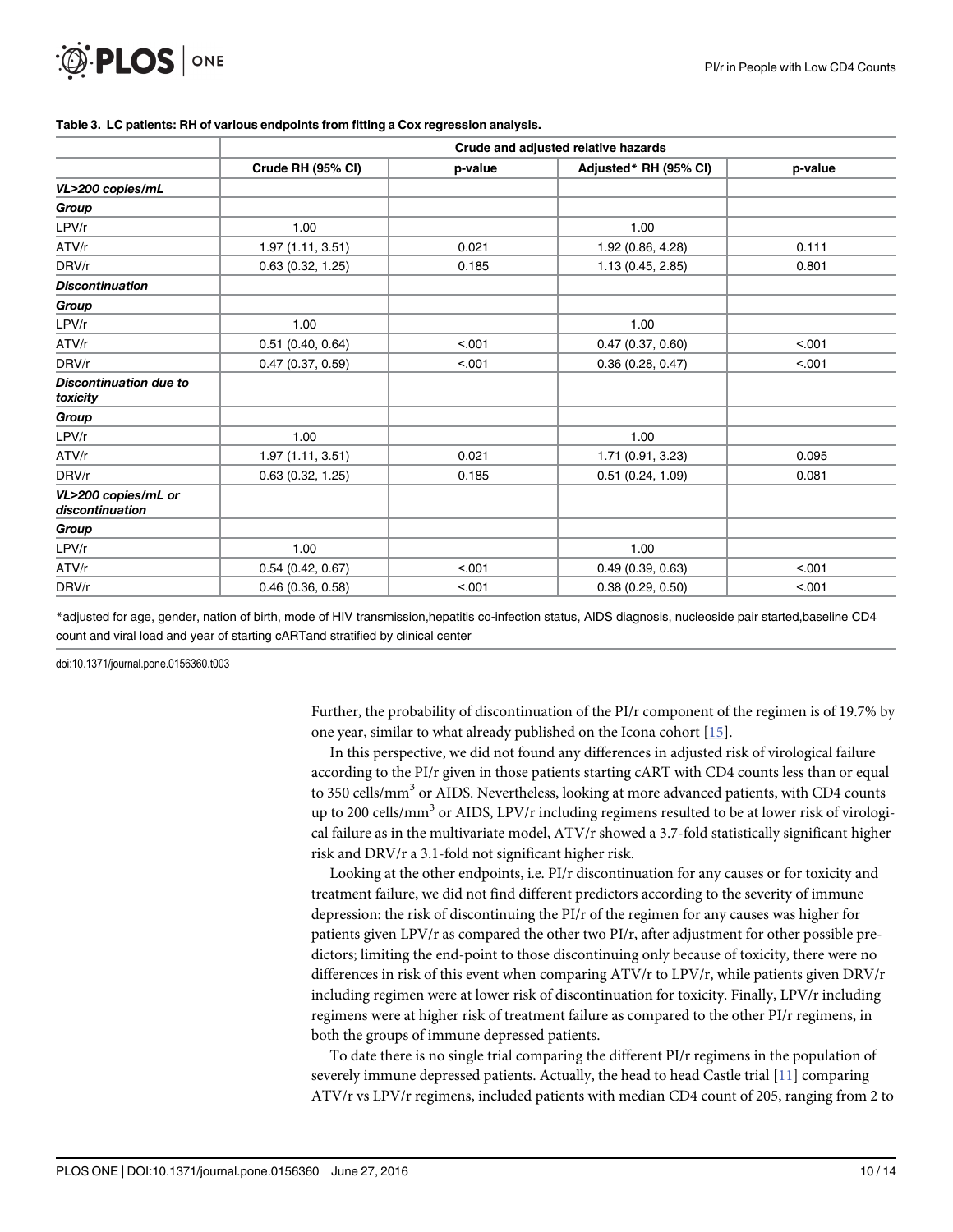**Table 3. LC patients: RH of various endpoints from fitting a Cox regression analysis.**

| | Crude and adjusted relative hazards | | | |
|---|---|---|---|---|
| | Crude RH (95% CI) | p-value | Adjusted* RH (95% CI) | p-value |
| ***VL>200 copies/mL*** | | | | |
| ***Group*** | | | | |
| LPV/r | 1.00 | | 1.00 | |
| ATV/r | 1.97 (1.11, 3.51) | 0.021 | 1.92 (0.86, 4.28) | 0.111 |
| DRV/r | 0.63 (0.32, 1.25) | 0.185 | 1.13 (0.45, 2.85) | 0.801 |
| ***Discontinuation*** | | | | |
| ***Group*** | | | | |
| LPV/r | 1.00 | | 1.00 | |
| ATV/r | 0.51 (0.40, 0.64) | <.001 | 0.47 (0.37, 0.60) | <.001 |
| DRV/r | 0.47 (0.37, 0.59) | <.001 | 0.36 (0.28, 0.47) | <.001 |
| ***Discontinuation due to toxicity*** | | | | |
| ***Group*** | | | | |
| LPV/r | 1.00 | | 1.00 | |
| ATV/r | 1.97 (1.11, 3.51) | 0.021 | 1.71 (0.91, 3.23) | 0.095 |
| DRV/r | 0.63 (0.32, 1.25) | 0.185 | 0.51 (0.24, 1.09) | 0.081 |
| ***VL>200 copies/mL or discontinuation*** | | | | |
| ***Group*** | | | | |
| LPV/r | 1.00 | | 1.00 | |
| ATV/r | 0.54 (0.42, 0.67) | <.001 | 0.49 (0.39, 0.63) | <.001 |
| DRV/r | 0.46 (0.36, 0.58) | <.001 | 0.38 (0.29, 0.50) | <.001 |

*adjusted for age, gender, nation of birth, mode of HIV transmission,hepatitis co-infection status, AIDS diagnosis, nucleoside pair started,baseline CD4 count and viral load and year of starting cARTand stratified by clinical center

doi:10.1371/journal.pone.0156360.t003

Further, the probability of discontinuation of the PI/r component of the regimen is of 19.7% by one year, similar to what already published on the Icona cohort [15].

In this perspective, we did not found any differences in adjusted risk of virological failure according to the PI/r given in those patients starting cART with CD4 counts less than or equal to 350 cells/mm$^3$ or AIDS. Nevertheless, looking at more advanced patients, with CD4 counts up to 200 cells/mm$^3$ or AIDS, LPV/r including regimens resulted to be at lower risk of virological failure as in the multivariate model, ATV/r showed a 3.7-fold statistically significant higher risk and DRV/r a 3.1-fold not significant higher risk.

Looking at the other endpoints, i.e. PI/r discontinuation for any causes or for toxicity and treatment failure, we did not find different predictors according to the severity of immune depression: the risk of discontinuing the PI/r of the regimen for any causes was higher for patients given LPV/r as compared the other two PI/r, after adjustment for other possible predictors; limiting the end-point to those discontinuing only because of toxicity, there were no differences in risk of this event when comparing ATV/r to LPV/r, while patients given DRV/r including regimen were at lower risk of discontinuation for toxicity. Finally, LPV/r including regimens were at higher risk of treatment failure as compared to the other PI/r regimens, in both the groups of immune depressed patients.

To date there is no single trial comparing the different PI/r regimens in the population of severely immune depressed patients. Actually, the head to head Castle trial [11] comparing ATV/r vs LPV/r regimens, included patients with median CD4 count of 205, ranging from 2 to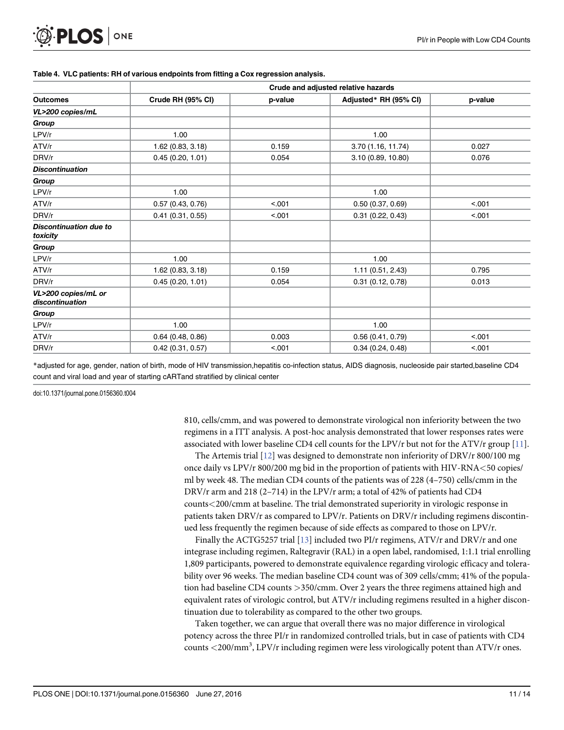**Table 4. VLC patients: RH of various endpoints from fitting a Cox regression analysis.**

| | Crude and adjusted relative hazards | | | |
|---|---|---|---|---|
| **Outcomes** | **Crude RH (95% CI)** | **p-value** | **Adjusted* RH (95% CI)** | **p-value** |
| ***VL>200 copies/mL*** | | | | |
| ***Group*** | | | | |
| LPV/r | 1.00 | | 1.00 | |
| ATV/r | 1.62 (0.83, 3.18) | 0.159 | 3.70 (1.16, 11.74) | 0.027 |
| DRV/r | 0.45 (0.20, 1.01) | 0.054 | 3.10 (0.89, 10.80) | 0.076 |
| ***Discontinuation*** | | | | |
| ***Group*** | | | | |
| LPV/r | 1.00 | | 1.00 | |
| ATV/r | 0.57 (0.43, 0.76) | <.001 | 0.50 (0.37, 0.69) | <.001 |
| DRV/r | 0.41 (0.31, 0.55) | <.001 | 0.31 (0.22, 0.43) | <.001 |
| ***Discontinuation due to toxicity*** | | | | |
| ***Group*** | | | | |
| LPV/r | 1.00 | | 1.00 | |
| ATV/r | 1.62 (0.83, 3.18) | 0.159 | 1.11 (0.51, 2.43) | 0.795 |
| DRV/r | 0.45 (0.20, 1.01) | 0.054 | 0.31 (0.12, 0.78) | 0.013 |
| ***VL>200 copies/mL or discontinuation*** | | | | |
| ***Group*** | | | | |
| LPV/r | 1.00 | | 1.00 | |
| ATV/r | 0.64 (0.48, 0.86) | 0.003 | 0.56 (0.41, 0.79) | <.001 |
| DRV/r | 0.42 (0.31, 0.57) | <.001 | 0.34 (0.24, 0.48) | <.001 |

*adjusted for age, gender, nation of birth, mode of HIV transmission,hepatitis co-infection status, AIDS diagnosis, nucleoside pair started,baseline CD4 count and viral load and year of starting cARTand stratified by clinical center

doi:10.1371/journal.pone.0156360.t004

810, cells/cmm, and was powered to demonstrate virological non inferiority between the two regimens in a ITT analysis. A post-hoc analysis demonstrated that lower responses rates were associated with lower baseline CD4 cell counts for the LPV/r but not for the ATV/r group [11].

The Artemis trial [12] was designed to demonstrate non inferiority of DRV/r 800/100 mg once daily vs LPV/r 800/200 mg bid in the proportion of patients with HIV-RNA<50 copies/ml by week 48. The median CD4 counts of the patients was of 228 (4–750) cells/cmm in the DRV/r arm and 218 (2–714) in the LPV/r arm; a total of 42% of patients had CD4 counts<200/cmm at baseline. The trial demonstrated superiority in virologic response in patients taken DRV/r as compared to LPV/r. Patients on DRV/r including regimens discontinued less frequently the regimen because of side effects as compared to those on LPV/r.

Finally the ACTG5257 trial [13] included two PI/r regimens, ATV/r and DRV/r and one integrase including regimen, Raltegravir (RAL) in a open label, randomised, 1:1.1 trial enrolling 1,809 participants, powered to demonstrate equivalence regarding virologic efficacy and tolerability over 96 weeks. The median baseline CD4 count was of 309 cells/cmm; 41% of the population had baseline CD4 counts >350/cmm. Over 2 years the three regimens attained high and equivalent rates of virologic control, but ATV/r including regimens resulted in a higher discontinuation due to tolerability as compared to the other two groups.

Taken together, we can argue that overall there was no major difference in virological potency across the three PI/r in randomized controlled trials, but in case of patients with CD4 counts <200/mm$^3$, LPV/r including regimen were less virologically potent than ATV/r ones.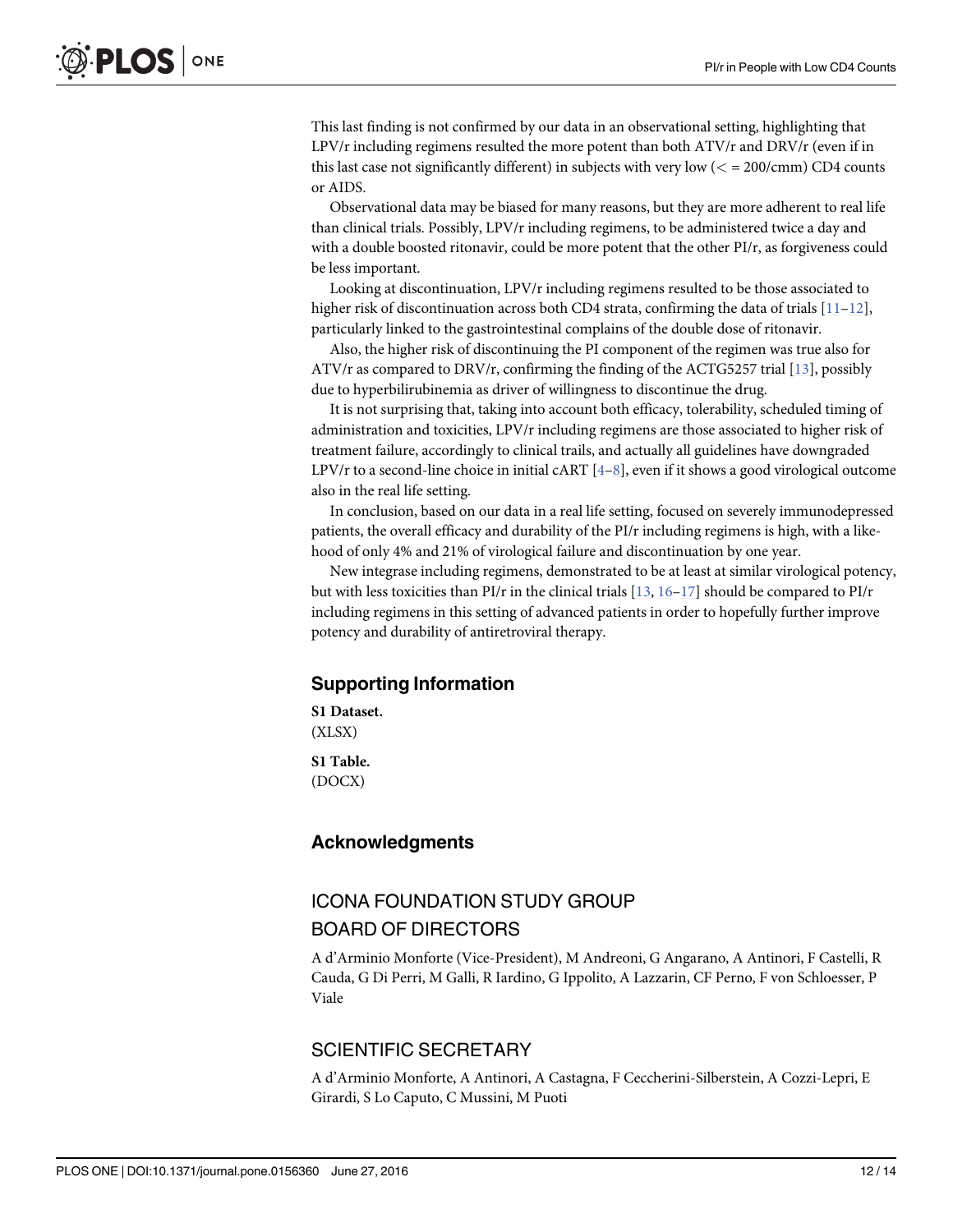This last finding is not confirmed by our data in an observational setting, highlighting that LPV/r including regimens resulted the more potent than both ATV/r and DRV/r (even if in this last case not significantly different) in subjects with very low (< = 200/cmm) CD4 counts or AIDS.

Observational data may be biased for many reasons, but they are more adherent to real life than clinical trials. Possibly, LPV/r including regimens, to be administered twice a day and with a double boosted ritonavir, could be more potent that the other PI/r, as forgiveness could be less important.

Looking at discontinuation, LPV/r including regimens resulted to be those associated to higher risk of discontinuation across both CD4 strata, confirming the data of trials [11–12], particularly linked to the gastrointestinal complains of the double dose of ritonavir.

Also, the higher risk of discontinuing the PI component of the regimen was true also for ATV/r as compared to DRV/r, confirming the finding of the ACTG5257 trial [13], possibly due to hyperbilirubinemia as driver of willingness to discontinue the drug.

It is not surprising that, taking into account both efficacy, tolerability, scheduled timing of administration and toxicities, LPV/r including regimens are those associated to higher risk of treatment failure, accordingly to clinical trails, and actually all guidelines have downgraded LPV/r to a second-line choice in initial cART [4–8], even if it shows a good virological outcome also in the real life setting.

In conclusion, based on our data in a real life setting, focused on severely immunodepressed patients, the overall efficacy and durability of the PI/r including regimens is high, with a likehood of only 4% and 21% of virological failure and discontinuation by one year.

New integrase including regimens, demonstrated to be at least at similar virological potency, but with less toxicities than PI/r in the clinical trials [13, 16–17] should be compared to PI/r including regimens in this setting of advanced patients in order to hopefully further improve potency and durability of antiretroviral therapy.

## Supporting Information

**S1 Dataset.**
(XLSX)

**S1 Table.**
(DOCX)

## Acknowledgments

### ICONA FOUNDATION STUDY GROUP
### BOARD OF DIRECTORS

A d'Arminio Monforte (Vice-President), M Andreoni, G Angarano, A Antinori, F Castelli, R Cauda, G Di Perri, M Galli, R Iardino, G Ippolito, A Lazzarin, CF Perno, F von Schloesser, P Viale

### SCIENTIFIC SECRETARY

A d'Arminio Monforte, A Antinori, A Castagna, F Ceccherini-Silberstein, A Cozzi-Lepri, E Girardi, S Lo Caputo, C Mussini, M Puoti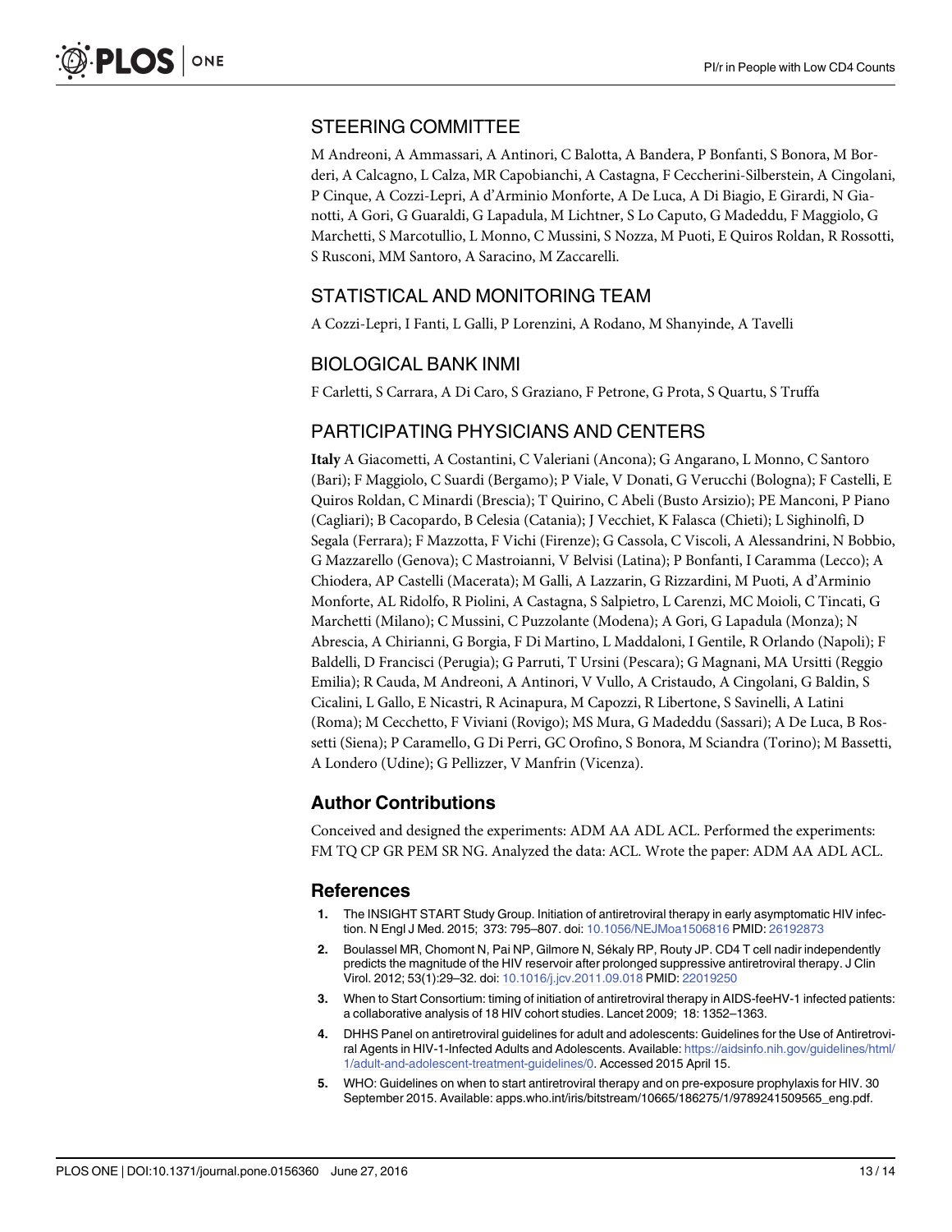## STEERING COMMITTEE

M Andreoni, A Ammassari, A Antinori, C Balotta, A Bandera, P Bonfanti, S Bonora, M Borderi, A Calcagno, L Calza, MR Capobianchi, A Castagna, F Ceccherini-Silberstein, A Cingolani, P Cinque, A Cozzi-Lepri, A d'Arminio Monforte, A De Luca, A Di Biagio, E Girardi, N Gianotti, A Gori, G Guaraldi, G Lapadula, M Lichtner, S Lo Caputo, G Madeddu, F Maggiolo, G Marchetti, S Marcotullio, L Monno, C Mussini, S Nozza, M Puoti, E Quiros Roldan, R Rossotti, S Rusconi, MM Santoro, A Saracino, M Zaccarelli.

## STATISTICAL AND MONITORING TEAM

A Cozzi-Lepri, I Fanti, L Galli, P Lorenzini, A Rodano, M Shanyinde, A Tavelli

## BIOLOGICAL BANK INMI

F Carletti, S Carrara, A Di Caro, S Graziano, F Petrone, G Prota, S Quartu, S Truffa

## PARTICIPATING PHYSICIANS AND CENTERS

**Italy** A Giacometti, A Costantini, C Valeriani (Ancona); G Angarano, L Monno, C Santoro (Bari); F Maggiolo, C Suardi (Bergamo); P Viale, V Donati, G Verucchi (Bologna); F Castelli, E Quiros Roldan, C Minardi (Brescia); T Quirino, C Abeli (Busto Arsizio); PE Manconi, P Piano (Cagliari); B Cacopardo, B Celesia (Catania); J Vecchiet, K Falasca (Chieti); L Sighinolfi, D Segala (Ferrara); F Mazzotta, F Vichi (Firenze); G Cassola, C Viscoli, A Alessandrini, N Bobbio, G Mazzarello (Genova); C Mastroianni, V Belvisi (Latina); P Bonfanti, I Caramma (Lecco); A Chiodera, AP Castelli (Macerata); M Galli, A Lazzarin, G Rizzardini, M Puoti, A d'Arminio Monforte, AL Ridolfo, R Piolini, A Castagna, S Salpietro, L Carenzi, MC Moioli, C Tincati, G Marchetti (Milano); C Mussini, C Puzzolante (Modena); A Gori, G Lapadula (Monza); N Abrescia, A Chirianni, G Borgia, F Di Martino, L Maddaloni, I Gentile, R Orlando (Napoli); F Baldelli, D Francisci (Perugia); G Parruti, T Ursini (Pescara); G Magnani, MA Ursitti (Reggio Emilia); R Cauda, M Andreoni, A Antinori, V Vullo, A Cristaudo, A Cingolani, G Baldin, S Cicalini, L Gallo, E Nicastri, R Acinapura, M Capozzi, R Libertone, S Savinelli, A Latini (Roma); M Cecchetto, F Viviani (Rovigo); MS Mura, G Madeddu (Sassari); A De Luca, B Rossetti (Siena); P Caramello, G Di Perri, GC Orofino, S Bonora, M Sciandra (Torino); M Bassetti, A Londero (Udine); G Pellizzer, V Manfrin (Vicenza).

## Author Contributions

Conceived and designed the experiments: ADM AA ADL ACL. Performed the experiments: FM TQ CP GR PEM SR NG. Analyzed the data: ACL. Wrote the paper: ADM AA ADL ACL.

## References

1. The INSIGHT START Study Group. Initiation of antiretroviral therapy in early asymptomatic HIV infection. N Engl J Med. 2015; 373: 795–807. doi: 10.1056/NEJMoa1506816 PMID: 26192873
2. Boulassel MR, Chomont N, Pai NP, Gilmore N, Sékaly RP, Routy JP. CD4 T cell nadir independently predicts the magnitude of the HIV reservoir after prolonged suppressive antiretroviral therapy. J Clin Virol. 2012; 53(1):29–32. doi: 10.1016/j.jcv.2011.09.018 PMID: 22019250
3. When to Start Consortium: timing of initiation of antiretroviral therapy in AIDS-feeHV-1 infected patients: a collaborative analysis of 18 HIV cohort studies. Lancet 2009; 18: 1352–1363.
4. DHHS Panel on antiretroviral guidelines for adult and adolescents: Guidelines for the Use of Antiretroviral Agents in HIV-1-Infected Adults and Adolescents. Available: https://aidsinfo.nih.gov/guidelines/html/1/adult-and-adolescent-treatment-guidelines/0. Accessed 2015 April 15.
5. WHO: Guidelines on when to start antiretroviral therapy and on pre-exposure prophylaxis for HIV. 30 September 2015. Available: apps.who.int/iris/bitstream/10665/186275/1/9789241509565_eng.pdf.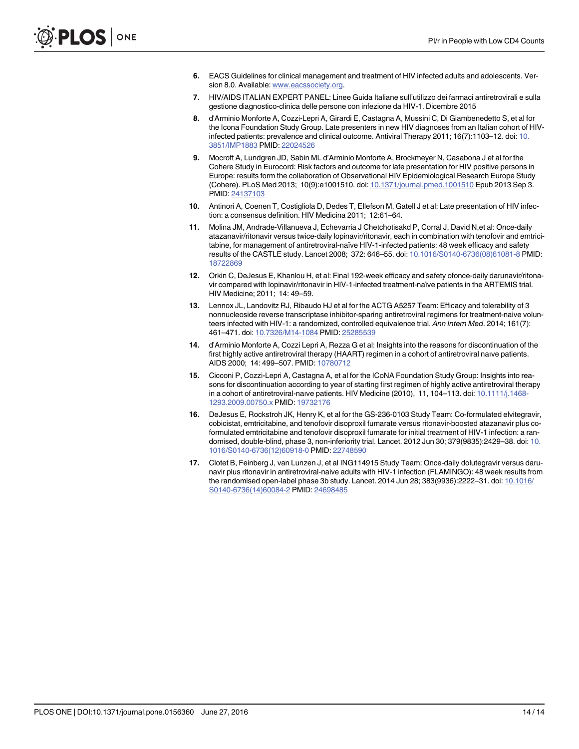6. EACS Guidelines for clinical management and treatment of HIV infected adults and adolescents. Version 8.0. Available: www.eacssociety.org.
7. HIV/AIDS ITALIAN EXPERT PANEL: Linee Guida Italiane sull'utilizzo dei farmaci antiretrovirali e sulla gestione diagnostico-clinica delle persone con infezione da HIV-1. Dicembre 2015
8. d'Arminio Monforte A, Cozzi-Lepri A, Girardi E, Castagna A, Mussini C, Di Giambenedetto S, et al for the Icona Foundation Study Group. Late presenters in new HIV diagnoses from an Italian cohort of HIV-infected patients: prevalence and clinical outcome. Antiviral Therapy 2011; 16(7):1103–12. doi: 10.3851/IMP1883 PMID: 22024526
9. Mocroft A, Lundgren JD, Sabin ML d'Arminio Monforte A, Brockmeyer N, Casabona J et al for the Cohere Study in Eurocord: Risk factors and outcome for late presentation for HIV positive persons in Europe: results form the collaboration of Observational HIV Epidemiological Research Europe Study (Cohere). PLoS Med 2013; 10(9):e1001510. doi: 10.1371/journal.pmed.1001510 Epub 2013 Sep 3. PMID: 24137103
10. Antinori A, Coenen T, Costigliola D, Dedes T, Ellefson M, Gatell J et al: Late presentation of HIV infection: a consensus definition. HIV Medicina 2011; 12:61–64.
11. Molina JM, Andrade-Villanueva J, Echevarria J Chetchotisakd P, Corral J, David N,et al: Once-daily atazanavir/ritonavir versus twice-daily lopinavir/ritonavir, each in combination with tenofovir and emtricitabine, for management of antiretroviral-naïve HIV-1-infected patients: 48 week efficacy and safety results of the CASTLE study. Lancet 2008; 372: 646–55. doi: 10.1016/S0140-6736(08)61081-8 PMID: 18722869
12. Orkin C, DeJesus E, Khanlou H, et al: Final 192-week efficacy and safety ofonce-daily darunavir/ritonavir compared with lopinavir/ritonavir in HIV-1-infected treatment-naïve patients in the ARTEMIS trial. HIV Medicine; 2011; 14: 49–59.
13. Lennox JL, Landovitz RJ, Ribaudo HJ et al for the ACTG A5257 Team: Efficacy and tolerability of 3 nonnucleoside reverse transcriptase inhibitor-sparing antiretroviral regimens for treatment-naive volunteers infected with HIV-1: a randomized, controlled equivalence trial. *Ann Intern Med*. 2014; 161(7): 461–471. doi: 10.7326/M14-1084 PMID: 25285539
14. d'Arminio Monforte A, Cozzi Lepri A, Rezza G et al: Insights into the reasons for discontinuation of the first highly active antiretroviral therapy (HAART) regimen in a cohort of antiretroviral naıve patients. AIDS 2000; 14: 499–507. PMID: 10780712
15. Cicconi P, Cozzi-Lepri A, Castagna A, et al for the ICoNA Foundation Study Group: Insights into reasons for discontinuation according to year of starting first regimen of highly active antiretroviral therapy in a cohort of antiretroviral-naıve patients. HIV Medicine (2010), 11, 104–113. doi: 10.1111/j.1468-1293.2009.00750.x PMID: 19732176
16. DeJesus E, Rockstroh JK, Henry K, et al for the GS-236-0103 Study Team: Co-formulated elvitegravir, cobicistat, emtricitabine, and tenofovir disoproxil fumarate versus ritonavir-boosted atazanavir plus co-formulated emtricitabine and tenofovir disoproxil fumarate for initial treatment of HIV-1 infection: a randomised, double-blind, phase 3, non-inferiority trial. Lancet. 2012 Jun 30; 379(9835):2429–38. doi: 10.1016/S0140-6736(12)60918-0 PMID: 22748590
17. Clotet B, Feinberg J, van Lunzen J, et al ING114915 Study Team: Once-daily dolutegravir versus darunavir plus ritonavir in antiretroviral-naive adults with HIV-1 infection (FLAMINGO): 48 week results from the randomised open-label phase 3b study. Lancet. 2014 Jun 28; 383(9936):2222–31. doi: 10.1016/S0140-6736(14)60084-2 PMID: 24698485